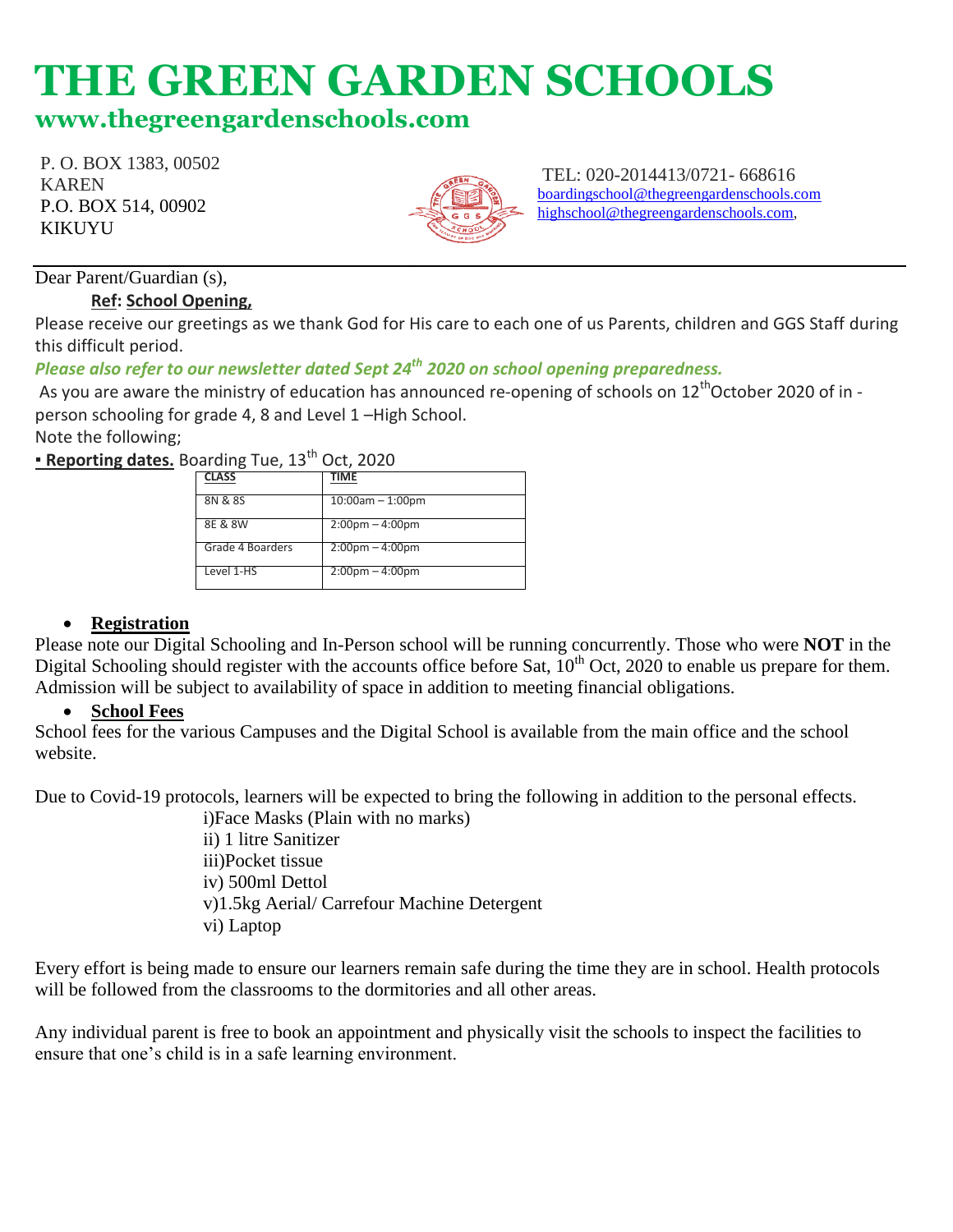# THE GREEN GARDEN SCHOOLS

## www.thegreengardenschools.com

P. O. BOX 1383, 00502
KAREN
P.O. BOX 514, 00902
KIKUYU

TEL: 020-2014413/0721- 668616
boardingschool@thegreengardenschools.com
highschool@thegreengardenschools.com,

Dear Parent/Guardian (s),

**Ref: School Opening,**

Please receive our greetings as we thank God for His care to each one of us Parents, children and GGS Staff during this difficult period.

***Please also refer to our newsletter dated Sept 24th 2020 on school opening preparedness.***

As you are aware the ministry of education has announced re-opening of schools on 12th October 2020 of in - person schooling for grade 4, 8 and Level 1 –High School.

Note the following;

- **Reporting dates.** Boarding Tue, 13th Oct, 2020

| CLASS | TIME |
|---|---|
| 8N & 8S | 10:00am – 1:00pm |
| 8E & 8W | 2:00pm – 4:00pm |
| Grade 4 Boarders | 2:00pm – 4:00pm |
| Level 1-HS | 2:00pm – 4:00pm |

- **Registration**

Please note our Digital Schooling and In-Person school will be running concurrently. Those who were **NOT** in the Digital Schooling should register with the accounts office before Sat, 10th Oct, 2020 to enable us prepare for them. Admission will be subject to availability of space in addition to meeting financial obligations.

- **School Fees**

School fees for the various Campuses and the Digital School is available from the main office and the school website.

Due to Covid-19 protocols, learners will be expected to bring the following in addition to the personal effects.

i)Face Masks (Plain with no marks)
ii) 1 litre Sanitizer
iii)Pocket tissue
iv) 500ml Dettol
v)1.5kg Aerial/ Carrefour Machine Detergent
vi) Laptop

Every effort is being made to ensure our learners remain safe during the time they are in school. Health protocols will be followed from the classrooms to the dormitories and all other areas.

Any individual parent is free to book an appointment and physically visit the schools to inspect the facilities to ensure that one's child is in a safe learning environment.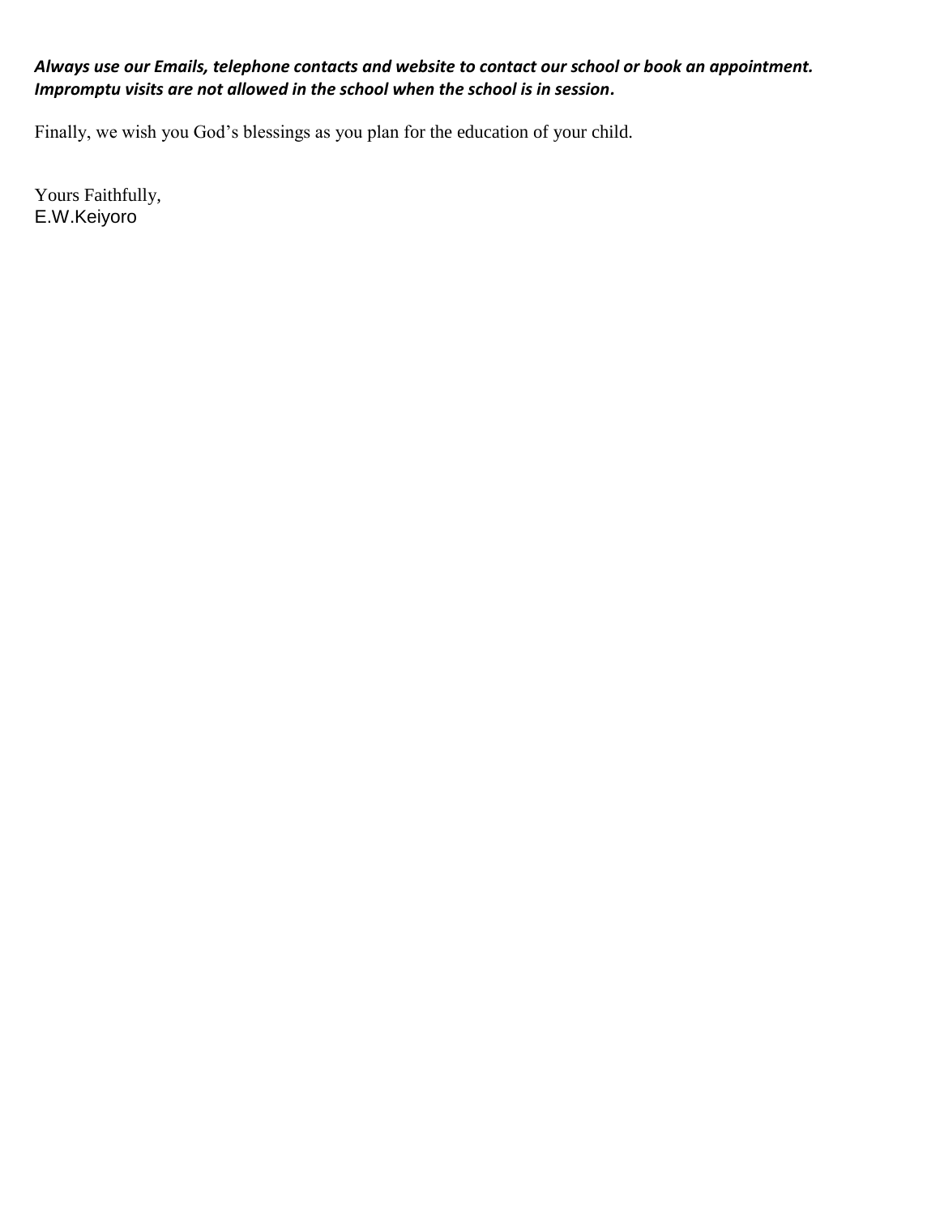***Always use our Emails, telephone contacts and website to contact our school or book an appointment. Impromptu visits are not allowed in the school when the school is in session.***

Finally, we wish you God's blessings as you plan for the education of your child.

Yours Faithfully,
E.W.Keiyoro